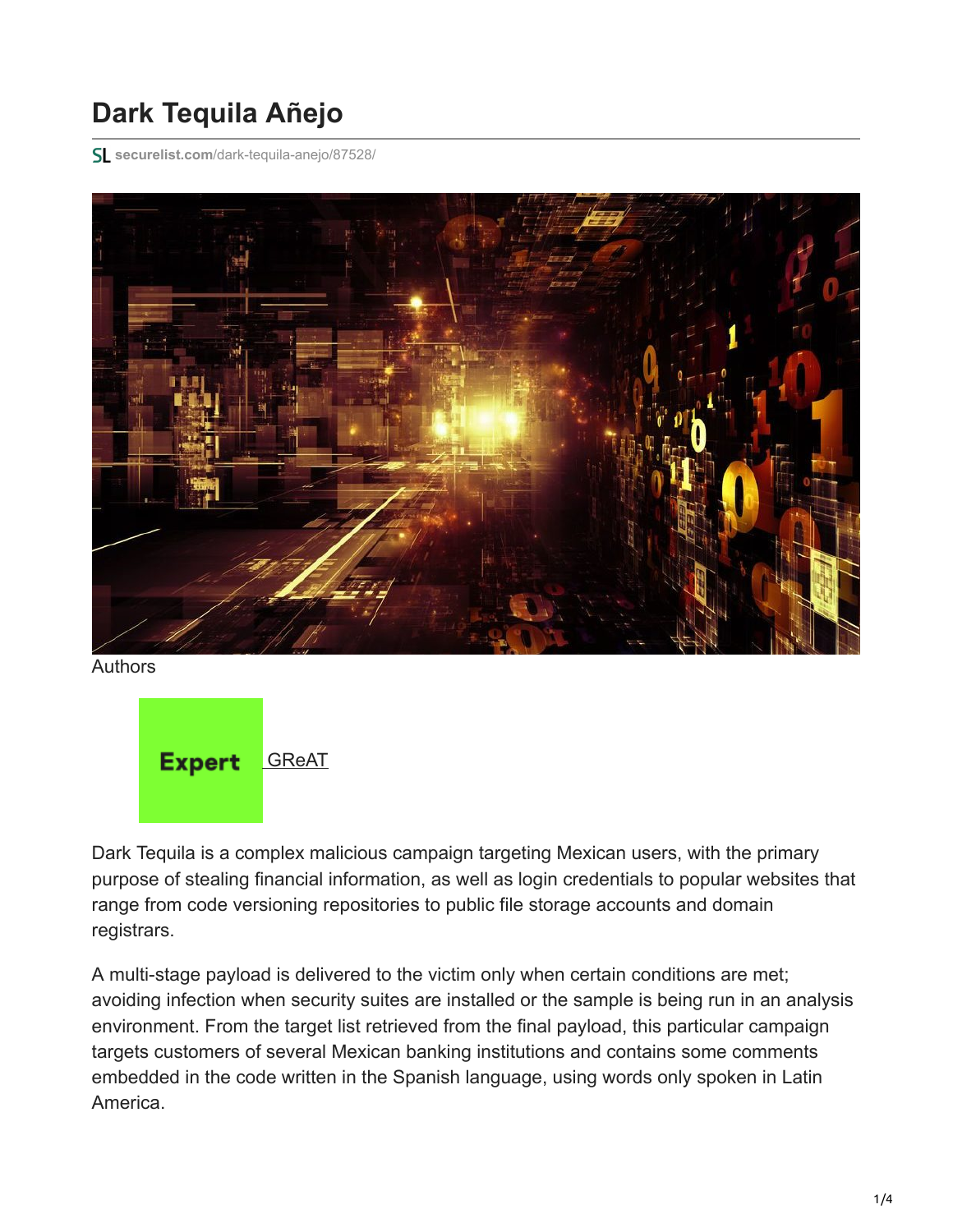# Dark Tequila Añejo

securelist.com/dark-tequila-anejo/87528/

Authors

Expert GReAT

Dark Tequila is a complex malicious campaign targeting Mexican users, with the primary purpose of stealing financial information, as well as login credentials to popular websites that range from code versioning repositories to public file storage accounts and domain registrars.

A multi-stage payload is delivered to the victim only when certain conditions are met; avoiding infection when security suites are installed or the sample is being run in an analysis environment. From the target list retrieved from the final payload, this particular campaign targets customers of several Mexican banking institutions and contains some comments embedded in the code written in the Spanish language, using words only spoken in Latin America.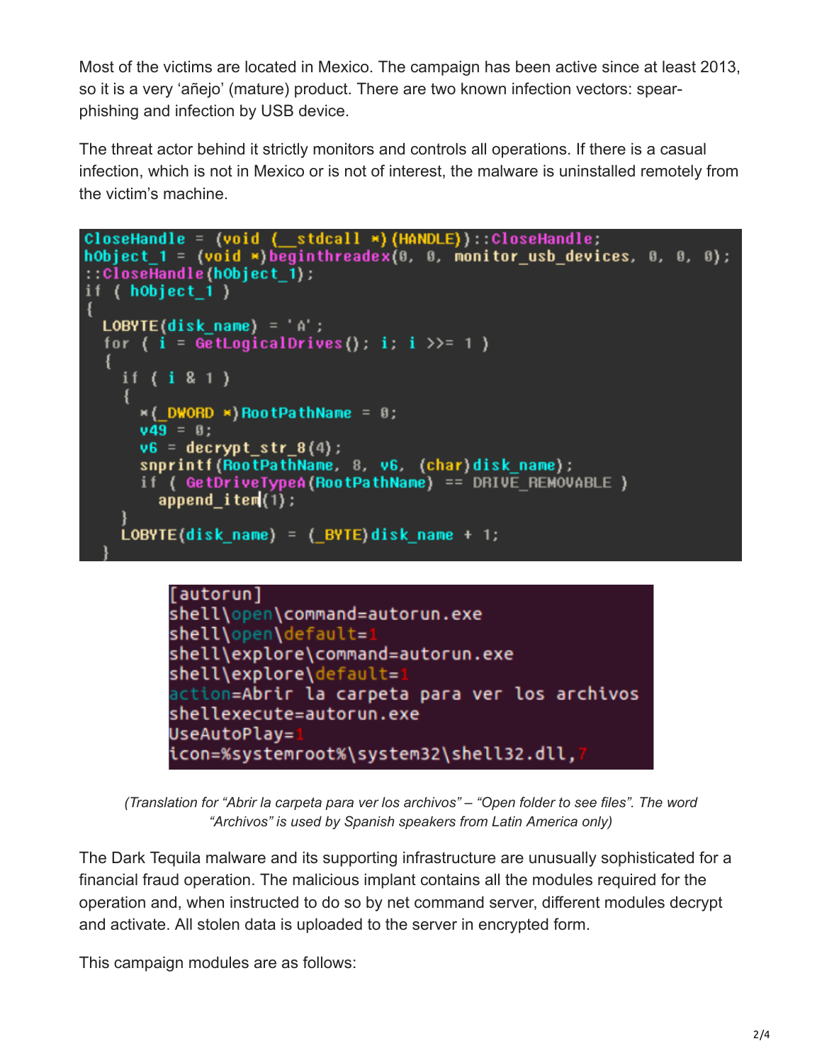Most of the victims are located in Mexico. The campaign has been active since at least 2013, so it is a very 'añejo' (mature) product. There are two known infection vectors: spear-phishing and infection by USB device.

The threat actor behind it strictly monitors and controls all operations. If there is a casual infection, which is not in Mexico or is not of interest, the malware is uninstalled remotely from the victim's machine.

```
CloseHandle = (void (__stdcall *)(HANDLE))::CloseHandle;
hObject_1 = (void *)beginthreadex(0, 0, monitor_usb_devices, 0, 0, 0);
::CloseHandle(hObject_1);
if ( hObject_1 )
{
  LOBYTE(disk_name) = 'A';
  for ( i = GetLogicalDrives(); i; i >>= 1 )
  {
    if ( i & 1 )
    {
      *(_DWORD *)RootPathName = 0;
      v49 = 0;
      v6 = decrypt_str_8(4);
      snprintf(RootPathName, 8, v6, (char)disk_name);
      if ( GetDriveTypeA(RootPathName) == DRIVE_REMOVABLE )
        append_item(1);
    }
    LOBYTE(disk_name) = (_BYTE)disk_name + 1;
  }
```

```
[autorun]
shell\open\command=autorun.exe
shell\open\default=1
shell\explore\command=autorun.exe
shell\explore\default=1
action=Abrir la carpeta para ver los archivos
shellexecute=autorun.exe
UseAutoPlay=1
icon=%systemroot%\system32\shell32.dll,7
```

*(Translation for "Abrir la carpeta para ver los archivos" – "Open folder to see files". The word "Archivos" is used by Spanish speakers from Latin America only)*

The Dark Tequila malware and its supporting infrastructure are unusually sophisticated for a financial fraud operation. The malicious implant contains all the modules required for the operation and, when instructed to do so by net command server, different modules decrypt and activate. All stolen data is uploaded to the server in encrypted form.

This campaign modules are as follows: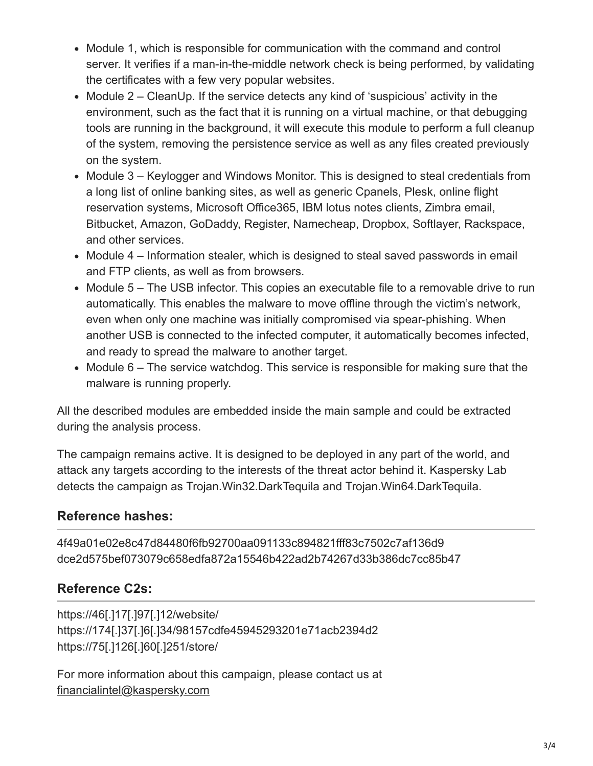- Module 1, which is responsible for communication with the command and control server. It verifies if a man-in-the-middle network check is being performed, by validating the certificates with a few very popular websites.
- Module 2 – CleanUp. If the service detects any kind of 'suspicious' activity in the environment, such as the fact that it is running on a virtual machine, or that debugging tools are running in the background, it will execute this module to perform a full cleanup of the system, removing the persistence service as well as any files created previously on the system.
- Module 3 – Keylogger and Windows Monitor. This is designed to steal credentials from a long list of online banking sites, as well as generic Cpanels, Plesk, online flight reservation systems, Microsoft Office365, IBM lotus notes clients, Zimbra email, Bitbucket, Amazon, GoDaddy, Register, Namecheap, Dropbox, Softlayer, Rackspace, and other services.
- Module 4 – Information stealer, which is designed to steal saved passwords in email and FTP clients, as well as from browsers.
- Module 5 – The USB infector. This copies an executable file to a removable drive to run automatically. This enables the malware to move offline through the victim's network, even when only one machine was initially compromised via spear-phishing. When another USB is connected to the infected computer, it automatically becomes infected, and ready to spread the malware to another target.
- Module 6 – The service watchdog. This service is responsible for making sure that the malware is running properly.

All the described modules are embedded inside the main sample and could be extracted during the analysis process.

The campaign remains active. It is designed to be deployed in any part of the world, and attack any targets according to the interests of the threat actor behind it. Kaspersky Lab detects the campaign as Trojan.Win32.DarkTequila and Trojan.Win64.DarkTequila.

## Reference hashes:

4f49a01e02e8c47d84480f6fb92700aa091133c894821fff83c7502c7af136d9
dce2d575bef073079c658edfa872a15546b422ad2b74267d33b386dc7cc85b47

## Reference C2s:

https://46[.]17[.]97[.]12/website/
https://174[.]37[.]6[.]34/98157cdfe45945293201e71acb2394d2
https://75[.]126[.]60[.]251/store/

For more information about this campaign, please contact us at financialintel@kaspersky.com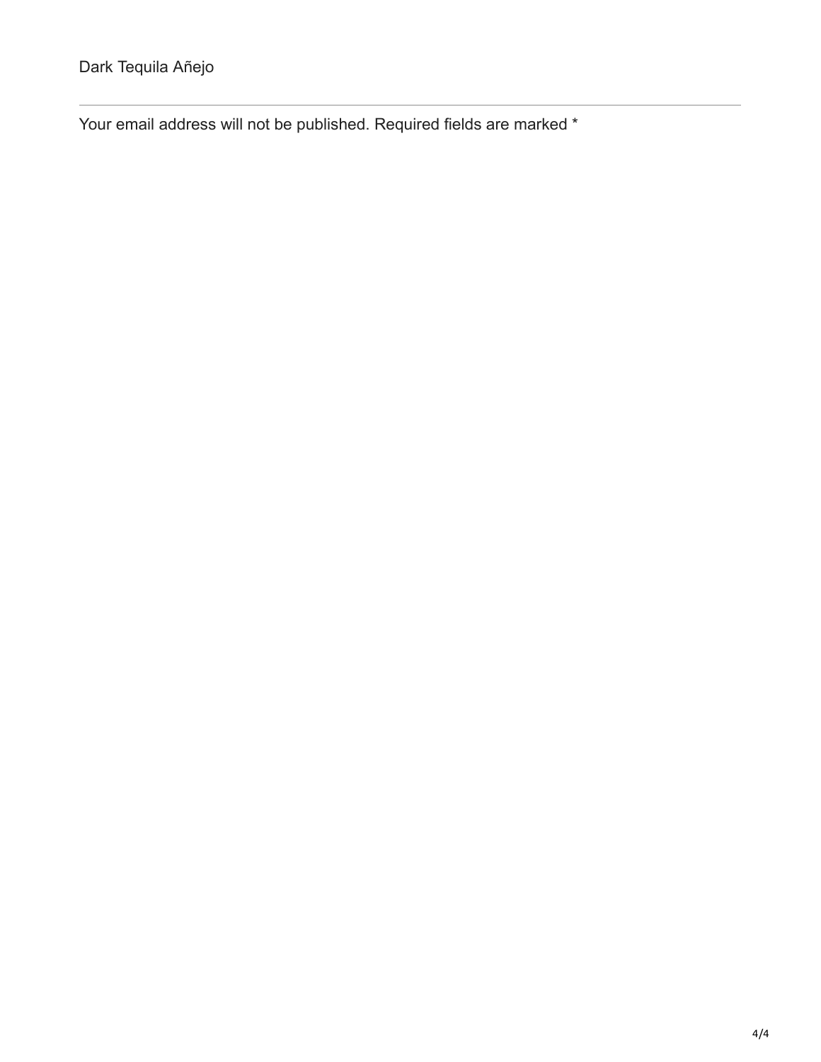Dark Tequila Añejo

---

Your email address will not be published. Required fields are marked *